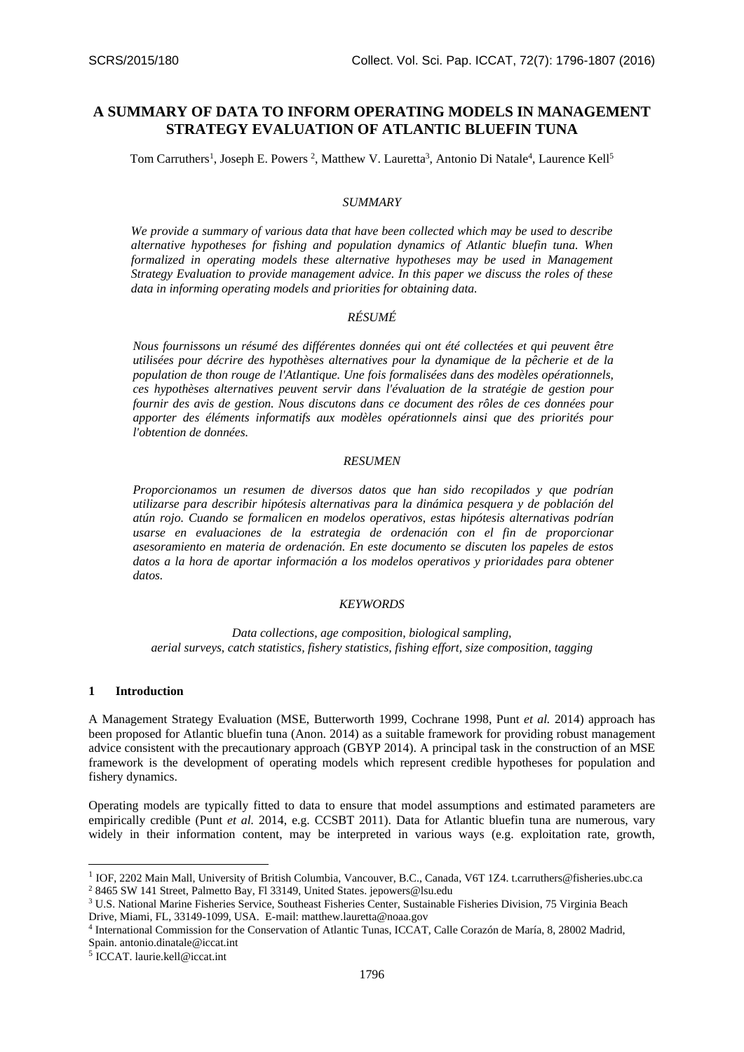# A SUMMARY OF DATA TO INFORM OPERATING MODELS IN MANAGEMENT STRATEGY EVALUATION OF ATLANTIC BLUEFIN TUNA

Tom Carruthers[1], Joseph E. Powers [2], Matthew V. Lauretta[3], Antonio Di Natale[4], Laurence Kell[5]

## *SUMMARY*

*We provide a summary of various data that have been collected which may be used to describe alternative hypotheses for fishing and population dynamics of Atlantic bluefin tuna. When formalized in operating models these alternative hypotheses may be used in Management Strategy Evaluation to provide management advice. In this paper we discuss the roles of these data in informing operating models and priorities for obtaining data.*

## *RÉSUMÉ*

*Nous fournissons un résumé des différentes données qui ont été collectées et qui peuvent être utilisées pour décrire des hypothèses alternatives pour la dynamique de la pêcherie et de la population de thon rouge de l'Atlantique. Une fois formalisées dans des modèles opérationnels, ces hypothèses alternatives peuvent servir dans l'évaluation de la stratégie de gestion pour fournir des avis de gestion. Nous discutons dans ce document des rôles de ces données pour apporter des éléments informatifs aux modèles opérationnels ainsi que des priorités pour l'obtention de données.*

## *RESUMEN*

*Proporcionamos un resumen de diversos datos que han sido recopilados y que podrían utilizarse para describir hipótesis alternativas para la dinámica pesquera y de población del atún rojo. Cuando se formalicen en modelos operativos, estas hipótesis alternativas podrían usarse en evaluaciones de la estrategia de ordenación con el fin de proporcionar asesoramiento en materia de ordenación. En este documento se discuten los papeles de estos datos a la hora de aportar información a los modelos operativos y prioridades para obtener datos.*

## *KEYWORDS*

*Data collections, age composition, biological sampling, aerial surveys, catch statistics, fishery statistics, fishing effort, size composition, tagging*

## 1 Introduction

A Management Strategy Evaluation (MSE, Butterworth 1999, Cochrane 1998, Punt *et al.* 2014) approach has been proposed for Atlantic bluefin tuna (Anon. 2014) as a suitable framework for providing robust management advice consistent with the precautionary approach (GBYP 2014). A principal task in the construction of an MSE framework is the development of operating models which represent credible hypotheses for population and fishery dynamics.

Operating models are typically fitted to data to ensure that model assumptions and estimated parameters are empirically credible (Punt *et al.* 2014, e.g. CCSBT 2011). Data for Atlantic bluefin tuna are numerous, vary widely in their information content, may be interpreted in various ways (e.g. exploitation rate, growth,

---

[1] IOF, 2202 Main Mall, University of British Columbia, Vancouver, B.C., Canada, V6T 1Z4. t.carruthers@fisheries.ubc.ca

[2] 8465 SW 141 Street, Palmetto Bay, Fl 33149, United States. jepowers@lsu.edu

[3] U.S. National Marine Fisheries Service, Southeast Fisheries Center, Sustainable Fisheries Division, 75 Virginia Beach Drive, Miami, FL, 33149-1099, USA. E-mail: matthew.lauretta@noaa.gov

[4] International Commission for the Conservation of Atlantic Tunas, ICCAT, Calle Corazón de María, 8, 28002 Madrid, Spain. antonio.dinatale@iccat.int

[5] ICCAT. laurie.kell@iccat.int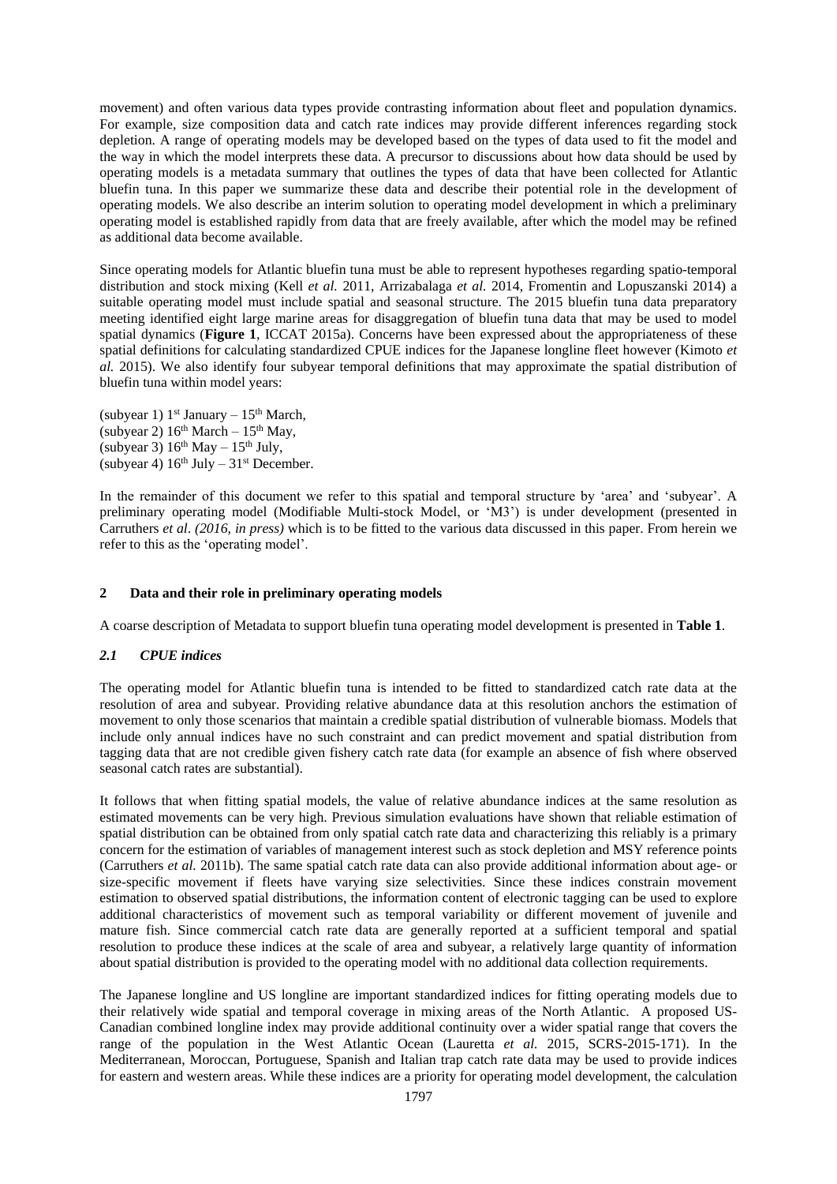movement) and often various data types provide contrasting information about fleet and population dynamics. For example, size composition data and catch rate indices may provide different inferences regarding stock depletion. A range of operating models may be developed based on the types of data used to fit the model and the way in which the model interprets these data. A precursor to discussions about how data should be used by operating models is a metadata summary that outlines the types of data that have been collected for Atlantic bluefin tuna. In this paper we summarize these data and describe their potential role in the development of operating models. We also describe an interim solution to operating model development in which a preliminary operating model is established rapidly from data that are freely available, after which the model may be refined as additional data become available.

Since operating models for Atlantic bluefin tuna must be able to represent hypotheses regarding spatio-temporal distribution and stock mixing (Kell *et al.* 2011, Arrizabalaga *et al.* 2014, Fromentin and Lopuszanski 2014) a suitable operating model must include spatial and seasonal structure. The 2015 bluefin tuna data preparatory meeting identified eight large marine areas for disaggregation of bluefin tuna data that may be used to model spatial dynamics (**Figure 1**, ICCAT 2015a). Concerns have been expressed about the appropriateness of these spatial definitions for calculating standardized CPUE indices for the Japanese longline fleet however (Kimoto *et al.* 2015). We also identify four subyear temporal definitions that may approximate the spatial distribution of bluefin tuna within model years:

(subyear 1) 1st January – 15th March,
(subyear 2) 16th March – 15th May,
(subyear 3) 16th May – 15th July,
(subyear 4) 16th July – 31st December.

In the remainder of this document we refer to this spatial and temporal structure by 'area' and 'subyear'. A preliminary operating model (Modifiable Multi-stock Model, or 'M3') is under development (presented in Carruthers *et al. (2016, in press)* which is to be fitted to the various data discussed in this paper. From herein we refer to this as the 'operating model'.

## 2 Data and their role in preliminary operating models

A coarse description of Metadata to support bluefin tuna operating model development is presented in **Table 1**.

### *2.1 CPUE indices*

The operating model for Atlantic bluefin tuna is intended to be fitted to standardized catch rate data at the resolution of area and subyear. Providing relative abundance data at this resolution anchors the estimation of movement to only those scenarios that maintain a credible spatial distribution of vulnerable biomass. Models that include only annual indices have no such constraint and can predict movement and spatial distribution from tagging data that are not credible given fishery catch rate data (for example an absence of fish where observed seasonal catch rates are substantial).

It follows that when fitting spatial models, the value of relative abundance indices at the same resolution as estimated movements can be very high. Previous simulation evaluations have shown that reliable estimation of spatial distribution can be obtained from only spatial catch rate data and characterizing this reliably is a primary concern for the estimation of variables of management interest such as stock depletion and MSY reference points (Carruthers *et al.* 2011b). The same spatial catch rate data can also provide additional information about age- or size-specific movement if fleets have varying size selectivities. Since these indices constrain movement estimation to observed spatial distributions, the information content of electronic tagging can be used to explore additional characteristics of movement such as temporal variability or different movement of juvenile and mature fish. Since commercial catch rate data are generally reported at a sufficient temporal and spatial resolution to produce these indices at the scale of area and subyear, a relatively large quantity of information about spatial distribution is provided to the operating model with no additional data collection requirements.

The Japanese longline and US longline are important standardized indices for fitting operating models due to their relatively wide spatial and temporal coverage in mixing areas of the North Atlantic. A proposed US-Canadian combined longline index may provide additional continuity over a wider spatial range that covers the range of the population in the West Atlantic Ocean (Lauretta *et al.* 2015, SCRS-2015-171). In the Mediterranean, Moroccan, Portuguese, Spanish and Italian trap catch rate data may be used to provide indices for eastern and western areas. While these indices are a priority for operating model development, the calculation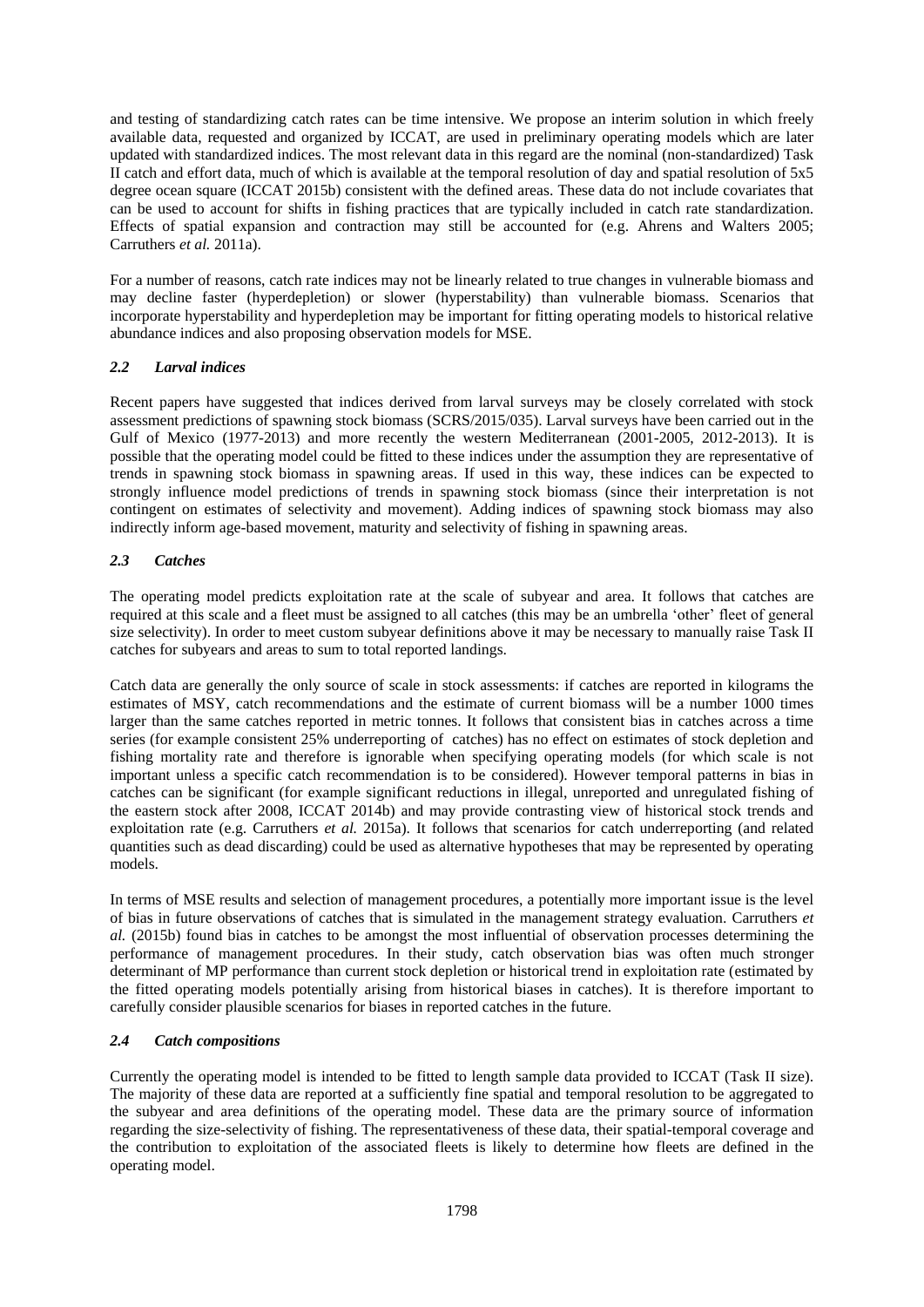and testing of standardizing catch rates can be time intensive. We propose an interim solution in which freely available data, requested and organized by ICCAT, are used in preliminary operating models which are later updated with standardized indices. The most relevant data in this regard are the nominal (non-standardized) Task II catch and effort data, much of which is available at the temporal resolution of day and spatial resolution of 5x5 degree ocean square (ICCAT 2015b) consistent with the defined areas. These data do not include covariates that can be used to account for shifts in fishing practices that are typically included in catch rate standardization. Effects of spatial expansion and contraction may still be accounted for (e.g. Ahrens and Walters 2005; Carruthers *et al.* 2011a).

For a number of reasons, catch rate indices may not be linearly related to true changes in vulnerable biomass and may decline faster (hyperdepletion) or slower (hyperstability) than vulnerable biomass. Scenarios that incorporate hyperstability and hyperdepletion may be important for fitting operating models to historical relative abundance indices and also proposing observation models for MSE.

### *2.2 Larval indices*

Recent papers have suggested that indices derived from larval surveys may be closely correlated with stock assessment predictions of spawning stock biomass (SCRS/2015/035). Larval surveys have been carried out in the Gulf of Mexico (1977-2013) and more recently the western Mediterranean (2001-2005, 2012-2013). It is possible that the operating model could be fitted to these indices under the assumption they are representative of trends in spawning stock biomass in spawning areas. If used in this way, these indices can be expected to strongly influence model predictions of trends in spawning stock biomass (since their interpretation is not contingent on estimates of selectivity and movement). Adding indices of spawning stock biomass may also indirectly inform age-based movement, maturity and selectivity of fishing in spawning areas.

### *2.3 Catches*

The operating model predicts exploitation rate at the scale of subyear and area. It follows that catches are required at this scale and a fleet must be assigned to all catches (this may be an umbrella 'other' fleet of general size selectivity). In order to meet custom subyear definitions above it may be necessary to manually raise Task II catches for subyears and areas to sum to total reported landings.

Catch data are generally the only source of scale in stock assessments: if catches are reported in kilograms the estimates of MSY, catch recommendations and the estimate of current biomass will be a number 1000 times larger than the same catches reported in metric tonnes. It follows that consistent bias in catches across a time series (for example consistent 25% underreporting of catches) has no effect on estimates of stock depletion and fishing mortality rate and therefore is ignorable when specifying operating models (for which scale is not important unless a specific catch recommendation is to be considered). However temporal patterns in bias in catches can be significant (for example significant reductions in illegal, unreported and unregulated fishing of the eastern stock after 2008, ICCAT 2014b) and may provide contrasting view of historical stock trends and exploitation rate (e.g. Carruthers *et al.* 2015a). It follows that scenarios for catch underreporting (and related quantities such as dead discarding) could be used as alternative hypotheses that may be represented by operating models.

In terms of MSE results and selection of management procedures, a potentially more important issue is the level of bias in future observations of catches that is simulated in the management strategy evaluation. Carruthers *et al.* (2015b) found bias in catches to be amongst the most influential of observation processes determining the performance of management procedures. In their study, catch observation bias was often much stronger determinant of MP performance than current stock depletion or historical trend in exploitation rate (estimated by the fitted operating models potentially arising from historical biases in catches). It is therefore important to carefully consider plausible scenarios for biases in reported catches in the future.

### *2.4 Catch compositions*

Currently the operating model is intended to be fitted to length sample data provided to ICCAT (Task II size). The majority of these data are reported at a sufficiently fine spatial and temporal resolution to be aggregated to the subyear and area definitions of the operating model. These data are the primary source of information regarding the size-selectivity of fishing. The representativeness of these data, their spatial-temporal coverage and the contribution to exploitation of the associated fleets is likely to determine how fleets are defined in the operating model.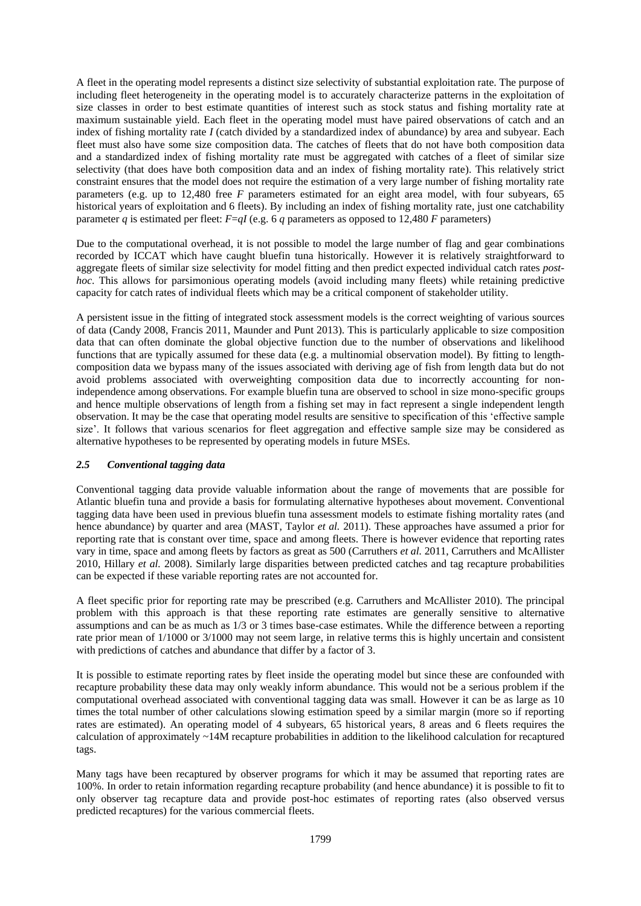A fleet in the operating model represents a distinct size selectivity of substantial exploitation rate. The purpose of including fleet heterogeneity in the operating model is to accurately characterize patterns in the exploitation of size classes in order to best estimate quantities of interest such as stock status and fishing mortality rate at maximum sustainable yield. Each fleet in the operating model must have paired observations of catch and an index of fishing mortality rate $I$ (catch divided by a standardized index of abundance) by area and subyear. Each fleet must also have some size composition data. The catches of fleets that do not have both composition data and a standardized index of fishing mortality rate must be aggregated with catches of a fleet of similar size selectivity (that does have both composition data and an index of fishing mortality rate). This relatively strict constraint ensures that the model does not require the estimation of a very large number of fishing mortality rate parameters (e.g. up to 12,480 free $F$ parameters estimated for an eight area model, with four subyears, 65 historical years of exploitation and 6 fleets). By including an index of fishing mortality rate, just one catchability parameter $q$ is estimated per fleet: $F=qI$ (e.g. 6 $q$ parameters as opposed to 12,480 $F$ parameters)

Due to the computational overhead, it is not possible to model the large number of flag and gear combinations recorded by ICCAT which have caught bluefin tuna historically. However it is relatively straightforward to aggregate fleets of similar size selectivity for model fitting and then predict expected individual catch rates *post-hoc*. This allows for parsimonious operating models (avoid including many fleets) while retaining predictive capacity for catch rates of individual fleets which may be a critical component of stakeholder utility.

A persistent issue in the fitting of integrated stock assessment models is the correct weighting of various sources of data (Candy 2008, Francis 2011, Maunder and Punt 2013). This is particularly applicable to size composition data that can often dominate the global objective function due to the number of observations and likelihood functions that are typically assumed for these data (e.g. a multinomial observation model). By fitting to length-composition data we bypass many of the issues associated with deriving age of fish from length data but do not avoid problems associated with overweighting composition data due to incorrectly accounting for non-independence among observations. For example bluefin tuna are observed to school in size mono-specific groups and hence multiple observations of length from a fishing set may in fact represent a single independent length observation. It may be the case that operating model results are sensitive to specification of this 'effective sample size'. It follows that various scenarios for fleet aggregation and effective sample size may be considered as alternative hypotheses to be represented by operating models in future MSEs.

### *2.5 Conventional tagging data*

Conventional tagging data provide valuable information about the range of movements that are possible for Atlantic bluefin tuna and provide a basis for formulating alternative hypotheses about movement. Conventional tagging data have been used in previous bluefin tuna assessment models to estimate fishing mortality rates (and hence abundance) by quarter and area (MAST, Taylor *et al.* 2011). These approaches have assumed a prior for reporting rate that is constant over time, space and among fleets. There is however evidence that reporting rates vary in time, space and among fleets by factors as great as 500 (Carruthers *et al.* 2011, Carruthers and McAllister 2010, Hillary *et al.* 2008). Similarly large disparities between predicted catches and tag recapture probabilities can be expected if these variable reporting rates are not accounted for.

A fleet specific prior for reporting rate may be prescribed (e.g. Carruthers and McAllister 2010). The principal problem with this approach is that these reporting rate estimates are generally sensitive to alternative assumptions and can be as much as 1/3 or 3 times base-case estimates. While the difference between a reporting rate prior mean of 1/1000 or 3/1000 may not seem large, in relative terms this is highly uncertain and consistent with predictions of catches and abundance that differ by a factor of 3.

It is possible to estimate reporting rates by fleet inside the operating model but since these are confounded with recapture probability these data may only weakly inform abundance. This would not be a serious problem if the computational overhead associated with conventional tagging data was small. However it can be as large as 10 times the total number of other calculations slowing estimation speed by a similar margin (more so if reporting rates are estimated). An operating model of 4 subyears, 65 historical years, 8 areas and 6 fleets requires the calculation of approximately ~14M recapture probabilities in addition to the likelihood calculation for recaptured tags.

Many tags have been recaptured by observer programs for which it may be assumed that reporting rates are 100%. In order to retain information regarding recapture probability (and hence abundance) it is possible to fit to only observer tag recapture data and provide post-hoc estimates of reporting rates (also observed versus predicted recaptures) for the various commercial fleets.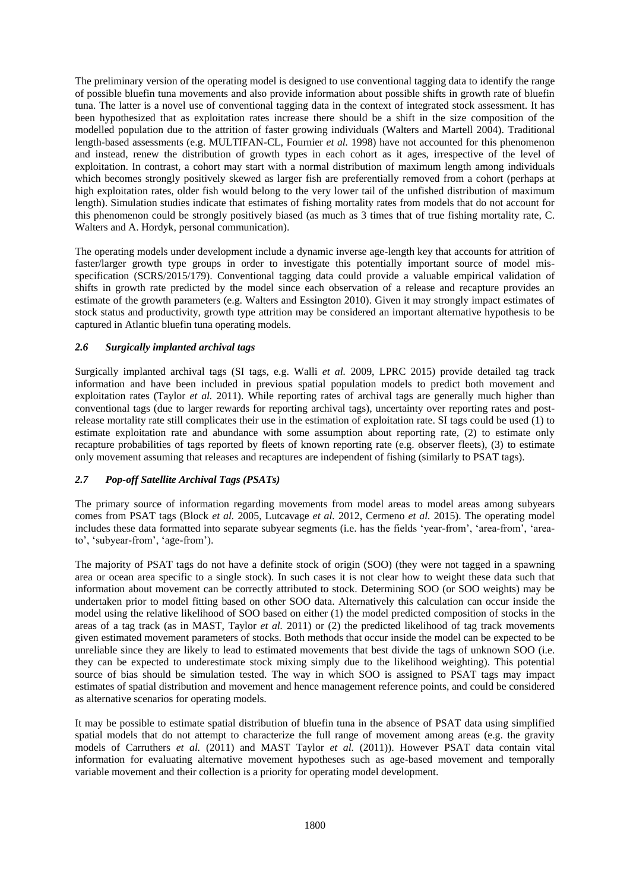The preliminary version of the operating model is designed to use conventional tagging data to identify the range of possible bluefin tuna movements and also provide information about possible shifts in growth rate of bluefin tuna. The latter is a novel use of conventional tagging data in the context of integrated stock assessment. It has been hypothesized that as exploitation rates increase there should be a shift in the size composition of the modelled population due to the attrition of faster growing individuals (Walters and Martell 2004). Traditional length-based assessments (e.g. MULTIFAN-CL, Fournier *et al.* 1998) have not accounted for this phenomenon and instead, renew the distribution of growth types in each cohort as it ages, irrespective of the level of exploitation. In contrast, a cohort may start with a normal distribution of maximum length among individuals which becomes strongly positively skewed as larger fish are preferentially removed from a cohort (perhaps at high exploitation rates, older fish would belong to the very lower tail of the unfished distribution of maximum length). Simulation studies indicate that estimates of fishing mortality rates from models that do not account for this phenomenon could be strongly positively biased (as much as 3 times that of true fishing mortality rate, C. Walters and A. Hordyk, personal communication).

The operating models under development include a dynamic inverse age-length key that accounts for attrition of faster/larger growth type groups in order to investigate this potentially important source of model mis-specification (SCRS/2015/179). Conventional tagging data could provide a valuable empirical validation of shifts in growth rate predicted by the model since each observation of a release and recapture provides an estimate of the growth parameters (e.g. Walters and Essington 2010). Given it may strongly impact estimates of stock status and productivity, growth type attrition may be considered an important alternative hypothesis to be captured in Atlantic bluefin tuna operating models.

### *2.6 Surgically implanted archival tags*

Surgically implanted archival tags (SI tags, e.g. Walli *et al.* 2009, LPRC 2015) provide detailed tag track information and have been included in previous spatial population models to predict both movement and exploitation rates (Taylor *et al.* 2011). While reporting rates of archival tags are generally much higher than conventional tags (due to larger rewards for reporting archival tags), uncertainty over reporting rates and post-release mortality rate still complicates their use in the estimation of exploitation rate. SI tags could be used (1) to estimate exploitation rate and abundance with some assumption about reporting rate, (2) to estimate only recapture probabilities of tags reported by fleets of known reporting rate (e.g. observer fleets), (3) to estimate only movement assuming that releases and recaptures are independent of fishing (similarly to PSAT tags).

### *2.7 Pop-off Satellite Archival Tags (PSATs)*

The primary source of information regarding movements from model areas to model areas among subyears comes from PSAT tags (Block *et al.* 2005, Lutcavage *et al.* 2012, Cermeno *et al.* 2015). The operating model includes these data formatted into separate subyear segments (i.e. has the fields 'year-from', 'area-from', 'area-to', 'subyear-from', 'age-from').

The majority of PSAT tags do not have a definite stock of origin (SOO) (they were not tagged in a spawning area or ocean area specific to a single stock). In such cases it is not clear how to weight these data such that information about movement can be correctly attributed to stock. Determining SOO (or SOO weights) may be undertaken prior to model fitting based on other SOO data. Alternatively this calculation can occur inside the model using the relative likelihood of SOO based on either (1) the model predicted composition of stocks in the areas of a tag track (as in MAST, Taylor *et al.* 2011) or (2) the predicted likelihood of tag track movements given estimated movement parameters of stocks. Both methods that occur inside the model can be expected to be unreliable since they are likely to lead to estimated movements that best divide the tags of unknown SOO (i.e. they can be expected to underestimate stock mixing simply due to the likelihood weighting). This potential source of bias should be simulation tested. The way in which SOO is assigned to PSAT tags may impact estimates of spatial distribution and movement and hence management reference points, and could be considered as alternative scenarios for operating models.

It may be possible to estimate spatial distribution of bluefin tuna in the absence of PSAT data using simplified spatial models that do not attempt to characterize the full range of movement among areas (e.g. the gravity models of Carruthers *et al.* (2011) and MAST Taylor *et al.* (2011)). However PSAT data contain vital information for evaluating alternative movement hypotheses such as age-based movement and temporally variable movement and their collection is a priority for operating model development.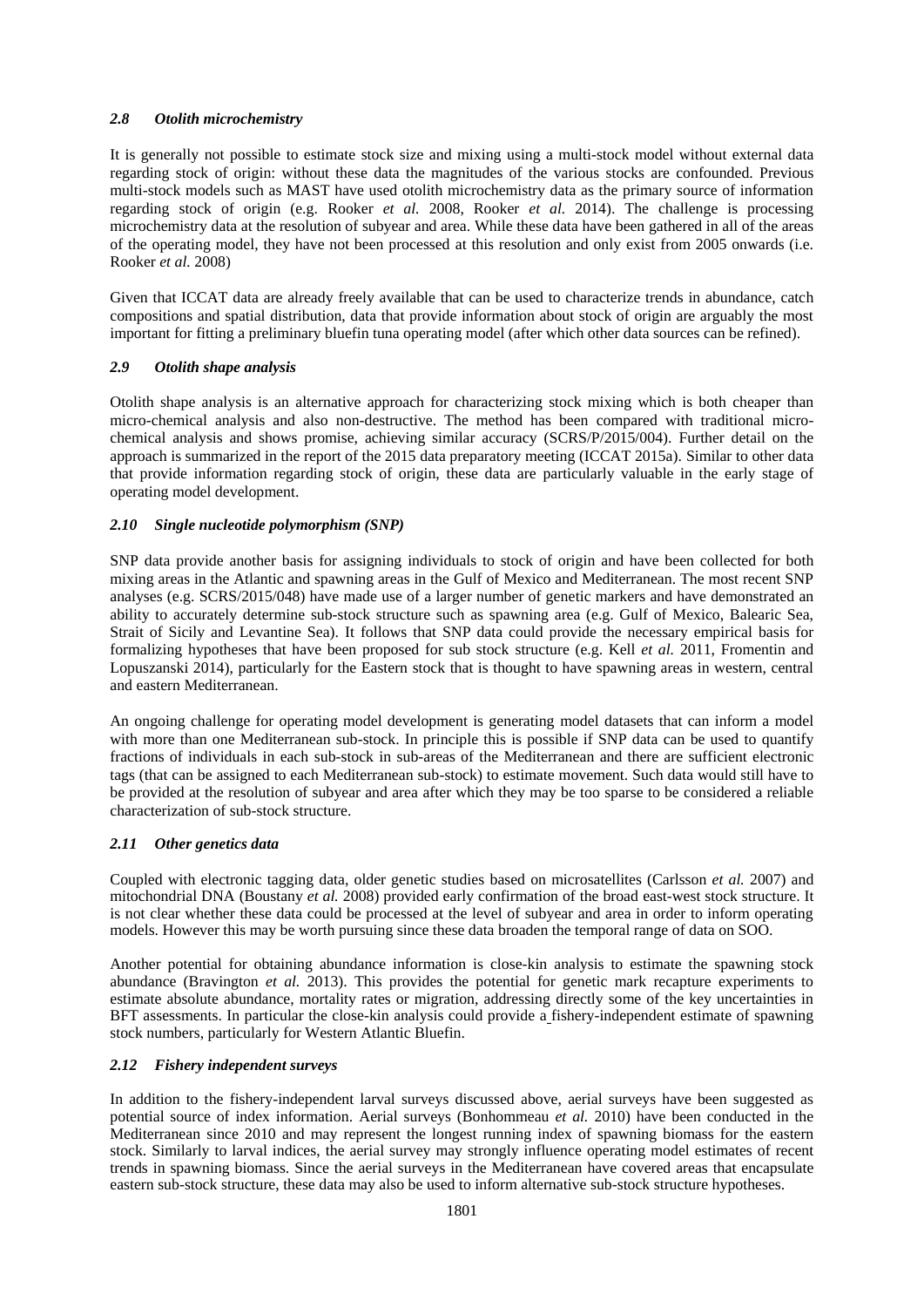### *2.8 Otolith microchemistry*

It is generally not possible to estimate stock size and mixing using a multi-stock model without external data regarding stock of origin: without these data the magnitudes of the various stocks are confounded. Previous multi-stock models such as MAST have used otolith microchemistry data as the primary source of information regarding stock of origin (e.g. Rooker *et al.* 2008, Rooker *et al.* 2014). The challenge is processing microchemistry data at the resolution of subyear and area. While these data have been gathered in all of the areas of the operating model, they have not been processed at this resolution and only exist from 2005 onwards (i.e. Rooker *et al.* 2008)

Given that ICCAT data are already freely available that can be used to characterize trends in abundance, catch compositions and spatial distribution, data that provide information about stock of origin are arguably the most important for fitting a preliminary bluefin tuna operating model (after which other data sources can be refined).

### *2.9 Otolith shape analysis*

Otolith shape analysis is an alternative approach for characterizing stock mixing which is both cheaper than micro-chemical analysis and also non-destructive. The method has been compared with traditional micro-chemical analysis and shows promise, achieving similar accuracy (SCRS/P/2015/004). Further detail on the approach is summarized in the report of the 2015 data preparatory meeting (ICCAT 2015a). Similar to other data that provide information regarding stock of origin, these data are particularly valuable in the early stage of operating model development.

### *2.10 Single nucleotide polymorphism (SNP)*

SNP data provide another basis for assigning individuals to stock of origin and have been collected for both mixing areas in the Atlantic and spawning areas in the Gulf of Mexico and Mediterranean. The most recent SNP analyses (e.g. SCRS/2015/048) have made use of a larger number of genetic markers and have demonstrated an ability to accurately determine sub-stock structure such as spawning area (e.g. Gulf of Mexico, Balearic Sea, Strait of Sicily and Levantine Sea). It follows that SNP data could provide the necessary empirical basis for formalizing hypotheses that have been proposed for sub stock structure (e.g. Kell *et al.* 2011, Fromentin and Lopuszanski 2014), particularly for the Eastern stock that is thought to have spawning areas in western, central and eastern Mediterranean.

An ongoing challenge for operating model development is generating model datasets that can inform a model with more than one Mediterranean sub-stock. In principle this is possible if SNP data can be used to quantify fractions of individuals in each sub-stock in sub-areas of the Mediterranean and there are sufficient electronic tags (that can be assigned to each Mediterranean sub-stock) to estimate movement. Such data would still have to be provided at the resolution of subyear and area after which they may be too sparse to be considered a reliable characterization of sub-stock structure.

### *2.11 Other genetics data*

Coupled with electronic tagging data, older genetic studies based on microsatellites (Carlsson *et al.* 2007) and mitochondrial DNA (Boustany *et al.* 2008) provided early confirmation of the broad east-west stock structure. It is not clear whether these data could be processed at the level of subyear and area in order to inform operating models. However this may be worth pursuing since these data broaden the temporal range of data on SOO.

Another potential for obtaining abundance information is close-kin analysis to estimate the spawning stock abundance (Bravington *et al.* 2013). This provides the potential for genetic mark recapture experiments to estimate absolute abundance, mortality rates or migration, addressing directly some of the key uncertainties in BFT assessments. In particular the close-kin analysis could provide a fishery-independent estimate of spawning stock numbers, particularly for Western Atlantic Bluefin.

### *2.12 Fishery independent surveys*

In addition to the fishery-independent larval surveys discussed above, aerial surveys have been suggested as potential source of index information. Aerial surveys (Bonhommeau *et al.* 2010) have been conducted in the Mediterranean since 2010 and may represent the longest running index of spawning biomass for the eastern stock. Similarly to larval indices, the aerial survey may strongly influence operating model estimates of recent trends in spawning biomass. Since the aerial surveys in the Mediterranean have covered areas that encapsulate eastern sub-stock structure, these data may also be used to inform alternative sub-stock structure hypotheses.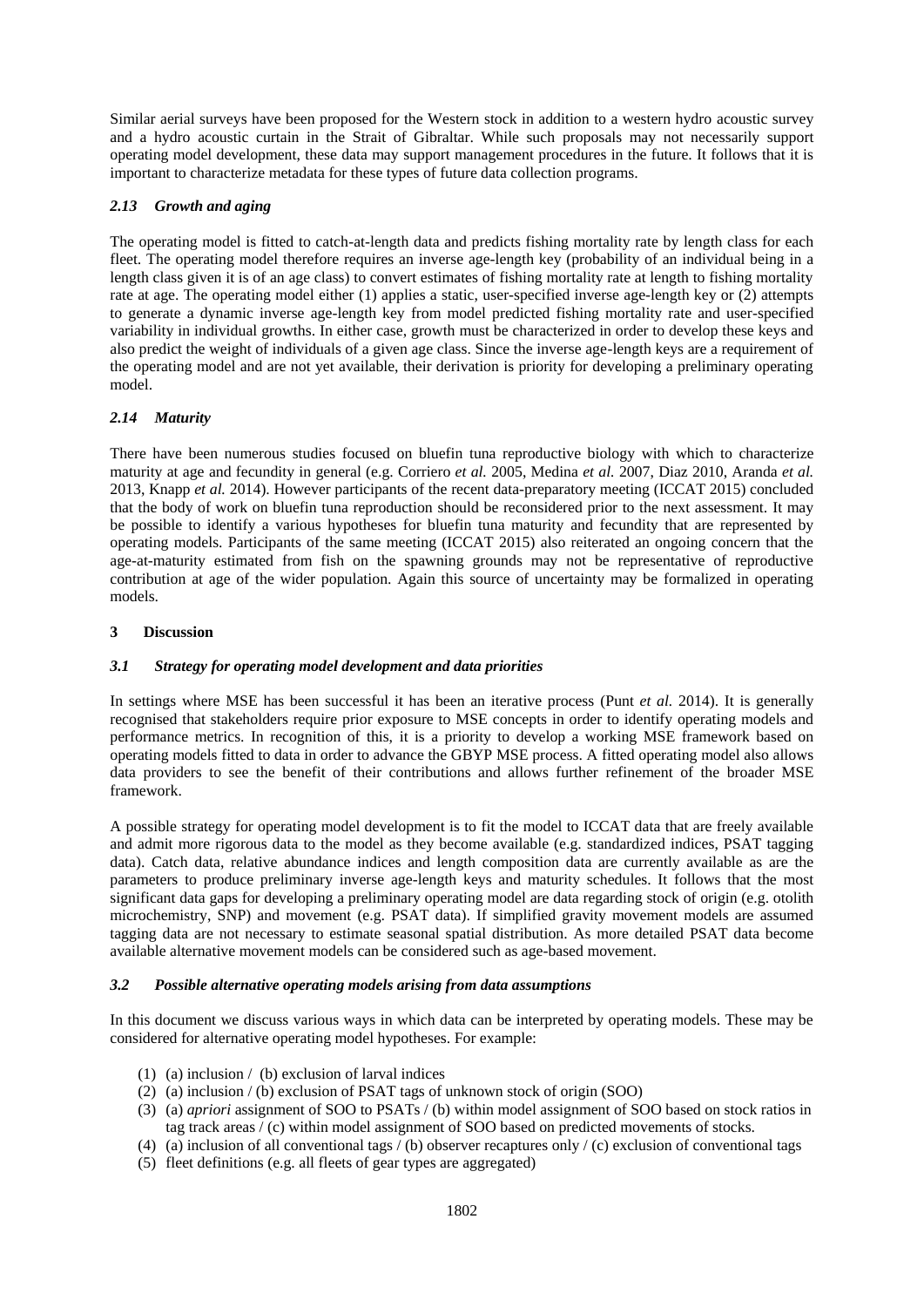Similar aerial surveys have been proposed for the Western stock in addition to a western hydro acoustic survey and a hydro acoustic curtain in the Strait of Gibraltar. While such proposals may not necessarily support operating model development, these data may support management procedures in the future. It follows that it is important to characterize metadata for these types of future data collection programs.

### *2.13 Growth and aging*

The operating model is fitted to catch-at-length data and predicts fishing mortality rate by length class for each fleet. The operating model therefore requires an inverse age-length key (probability of an individual being in a length class given it is of an age class) to convert estimates of fishing mortality rate at length to fishing mortality rate at age. The operating model either (1) applies a static, user-specified inverse age-length key or (2) attempts to generate a dynamic inverse age-length key from model predicted fishing mortality rate and user-specified variability in individual growths. In either case, growth must be characterized in order to develop these keys and also predict the weight of individuals of a given age class. Since the inverse age-length keys are a requirement of the operating model and are not yet available, their derivation is priority for developing a preliminary operating model.

### *2.14 Maturity*

There have been numerous studies focused on bluefin tuna reproductive biology with which to characterize maturity at age and fecundity in general (e.g. Corriero *et al.* 2005, Medina *et al.* 2007, Diaz 2010, Aranda *et al.* 2013, Knapp *et al.* 2014). However participants of the recent data-preparatory meeting (ICCAT 2015) concluded that the body of work on bluefin tuna reproduction should be reconsidered prior to the next assessment. It may be possible to identify a various hypotheses for bluefin tuna maturity and fecundity that are represented by operating models. Participants of the same meeting (ICCAT 2015) also reiterated an ongoing concern that the age-at-maturity estimated from fish on the spawning grounds may not be representative of reproductive contribution at age of the wider population. Again this source of uncertainty may be formalized in operating models.

## 3 Discussion

### *3.1 Strategy for operating model development and data priorities*

In settings where MSE has been successful it has been an iterative process (Punt *et al.* 2014). It is generally recognised that stakeholders require prior exposure to MSE concepts in order to identify operating models and performance metrics. In recognition of this, it is a priority to develop a working MSE framework based on operating models fitted to data in order to advance the GBYP MSE process. A fitted operating model also allows data providers to see the benefit of their contributions and allows further refinement of the broader MSE framework.

A possible strategy for operating model development is to fit the model to ICCAT data that are freely available and admit more rigorous data to the model as they become available (e.g. standardized indices, PSAT tagging data). Catch data, relative abundance indices and length composition data are currently available as are the parameters to produce preliminary inverse age-length keys and maturity schedules. It follows that the most significant data gaps for developing a preliminary operating model are data regarding stock of origin (e.g. otolith microchemistry, SNP) and movement (e.g. PSAT data). If simplified gravity movement models are assumed tagging data are not necessary to estimate seasonal spatial distribution. As more detailed PSAT data become available alternative movement models can be considered such as age-based movement.

### *3.2 Possible alternative operating models arising from data assumptions*

In this document we discuss various ways in which data can be interpreted by operating models. These may be considered for alternative operating model hypotheses. For example:

(1) (a) inclusion / (b) exclusion of larval indices
(2) (a) inclusion / (b) exclusion of PSAT tags of unknown stock of origin (SOO)
(3) (a) *apriori* assignment of SOO to PSATs / (b) within model assignment of SOO based on stock ratios in tag track areas / (c) within model assignment of SOO based on predicted movements of stocks.
(4) (a) inclusion of all conventional tags / (b) observer recaptures only / (c) exclusion of conventional tags
(5) fleet definitions (e.g. all fleets of gear types are aggregated)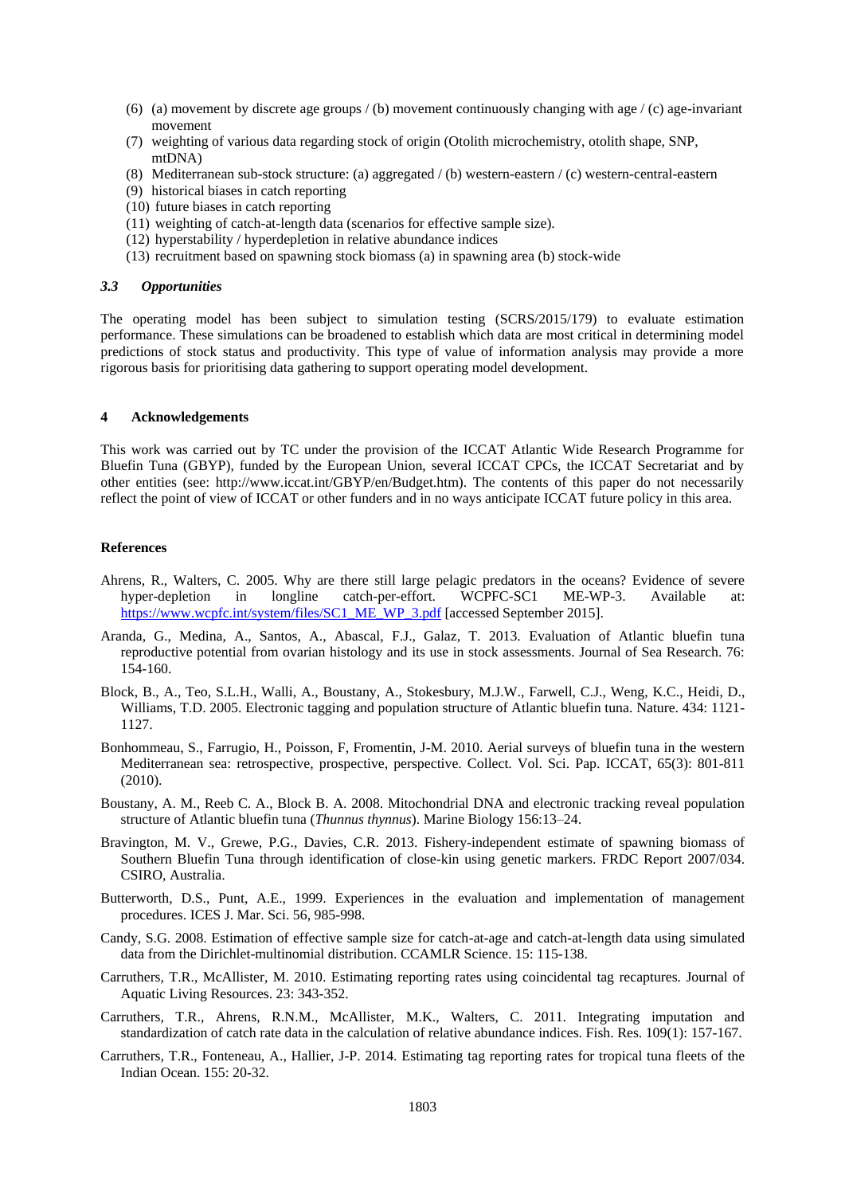(6) (a) movement by discrete age groups / (b) movement continuously changing with age / (c) age-invariant movement
(7) weighting of various data regarding stock of origin (Otolith microchemistry, otolith shape, SNP, mtDNA)
(8) Mediterranean sub-stock structure: (a) aggregated / (b) western-eastern / (c) western-central-eastern
(9) historical biases in catch reporting
(10) future biases in catch reporting
(11) weighting of catch-at-length data (scenarios for effective sample size).
(12) hyperstability / hyperdepletion in relative abundance indices
(13) recruitment based on spawning stock biomass (a) in spawning area (b) stock-wide

### *3.3 Opportunities*

The operating model has been subject to simulation testing (SCRS/2015/179) to evaluate estimation performance. These simulations can be broadened to establish which data are most critical in determining model predictions of stock status and productivity. This type of value of information analysis may provide a more rigorous basis for prioritising data gathering to support operating model development.

## 4 Acknowledgements

This work was carried out by TC under the provision of the ICCAT Atlantic Wide Research Programme for Bluefin Tuna (GBYP), funded by the European Union, several ICCAT CPCs, the ICCAT Secretariat and by other entities (see: http://www.iccat.int/GBYP/en/Budget.htm). The contents of this paper do not necessarily reflect the point of view of ICCAT or other funders and in no ways anticipate ICCAT future policy in this area.

## References

Ahrens, R., Walters, C. 2005. Why are there still large pelagic predators in the oceans? Evidence of severe hyper-depletion in longline catch-per-effort. WCPFC-SC1 ME-WP-3. Available at: https://www.wcpfc.int/system/files/SC1_ME_WP_3.pdf [accessed September 2015].

Aranda, G., Medina, A., Santos, A., Abascal, F.J., Galaz, T. 2013. Evaluation of Atlantic bluefin tuna reproductive potential from ovarian histology and its use in stock assessments. Journal of Sea Research. 76: 154-160.

Block, B., A., Teo, S.L.H., Walli, A., Boustany, A., Stokesbury, M.J.W., Farwell, C.J., Weng, K.C., Heidi, D., Williams, T.D. 2005. Electronic tagging and population structure of Atlantic bluefin tuna. Nature. 434: 1121-1127.

Bonhommeau, S., Farrugio, H., Poisson, F, Fromentin, J-M. 2010. Aerial surveys of bluefin tuna in the western Mediterranean sea: retrospective, prospective, perspective. Collect. Vol. Sci. Pap. ICCAT, 65(3): 801-811 (2010).

Boustany, A. M., Reeb C. A., Block B. A. 2008. Mitochondrial DNA and electronic tracking reveal population structure of Atlantic bluefin tuna (*Thunnus thynnus*). Marine Biology 156:13–24.

Bravington, M. V., Grewe, P.G., Davies, C.R. 2013. Fishery-independent estimate of spawning biomass of Southern Bluefin Tuna through identification of close-kin using genetic markers. FRDC Report 2007/034. CSIRO, Australia.

Butterworth, D.S., Punt, A.E., 1999. Experiences in the evaluation and implementation of management procedures. ICES J. Mar. Sci. 56, 985-998.

Candy, S.G. 2008. Estimation of effective sample size for catch-at-age and catch-at-length data using simulated data from the Dirichlet-multinomial distribution. CCAMLR Science. 15: 115-138.

Carruthers, T.R., McAllister, M. 2010. Estimating reporting rates using coincidental tag recaptures. Journal of Aquatic Living Resources. 23: 343-352.

Carruthers, T.R., Ahrens, R.N.M., McAllister, M.K., Walters, C. 2011. Integrating imputation and standardization of catch rate data in the calculation of relative abundance indices. Fish. Res. 109(1): 157-167.

Carruthers, T.R., Fonteneau, A., Hallier, J-P. 2014. Estimating tag reporting rates for tropical tuna fleets of the Indian Ocean. 155: 20-32.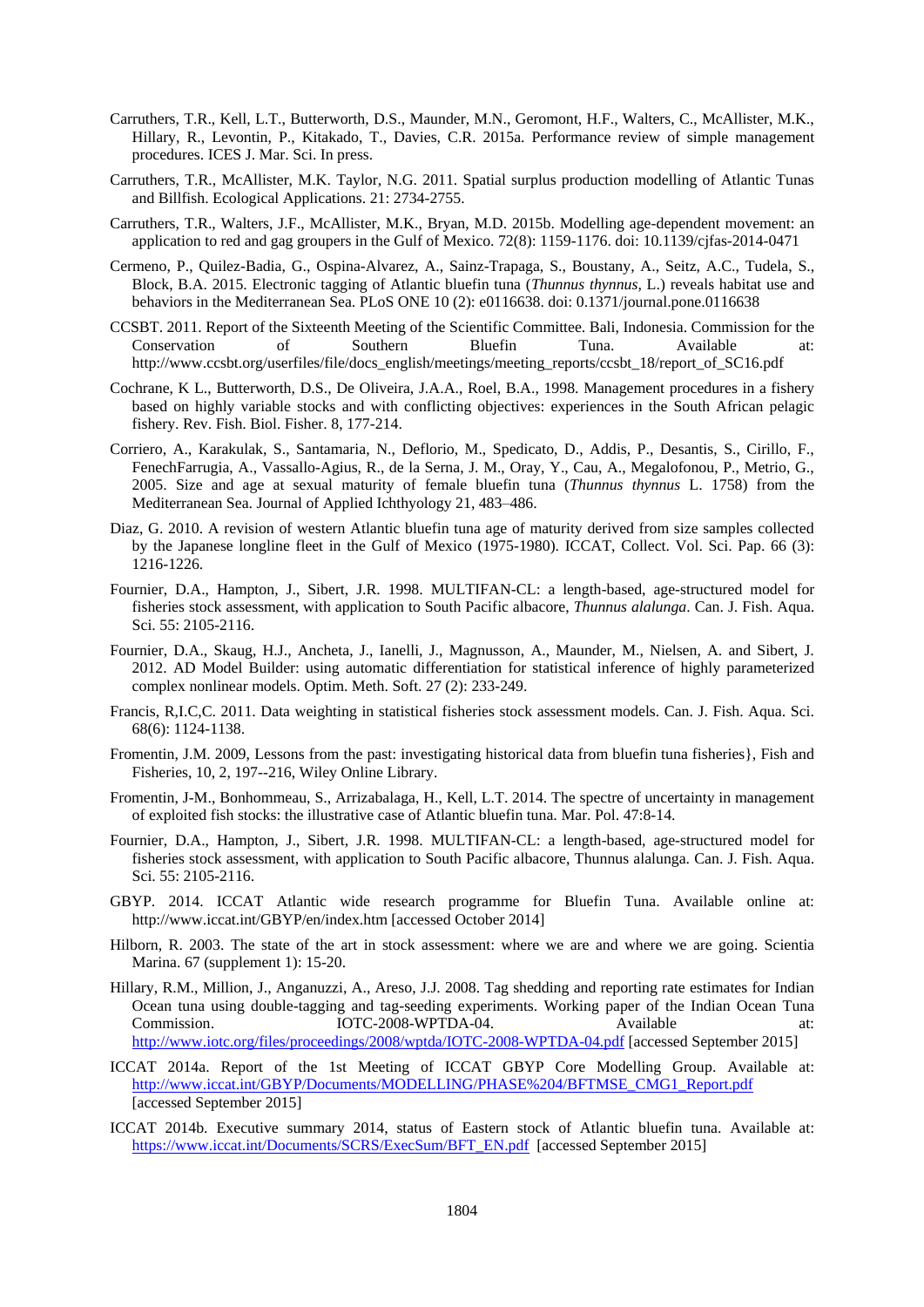Carruthers, T.R., Kell, L.T., Butterworth, D.S., Maunder, M.N., Geromont, H.F., Walters, C., McAllister, M.K., Hillary, R., Levontin, P., Kitakado, T., Davies, C.R. 2015a. Performance review of simple management procedures. ICES J. Mar. Sci. In press.

Carruthers, T.R., McAllister, M.K. Taylor, N.G. 2011. Spatial surplus production modelling of Atlantic Tunas and Billfish. Ecological Applications. 21: 2734-2755.

Carruthers, T.R., Walters, J.F., McAllister, M.K., Bryan, M.D. 2015b. Modelling age-dependent movement: an application to red and gag groupers in the Gulf of Mexico. 72(8): 1159-1176. doi: 10.1139/cjfas-2014-0471

Cermeno, P., Quilez-Badia, G., Ospina-Alvarez, A., Sainz-Trapaga, S., Boustany, A., Seitz, A.C., Tudela, S., Block, B.A. 2015. Electronic tagging of Atlantic bluefin tuna (*Thunnus thynnus*, L.) reveals habitat use and behaviors in the Mediterranean Sea. PLoS ONE 10 (2): e0116638. doi: 0.1371/journal.pone.0116638

CCSBT. 2011. Report of the Sixteenth Meeting of the Scientific Committee. Bali, Indonesia. Commission for the Conservation of Southern Bluefin Tuna. Available at: http://www.ccsbt.org/userfiles/file/docs_english/meetings/meeting_reports/ccsbt_18/report_of_SC16.pdf

Cochrane, K L., Butterworth, D.S., De Oliveira, J.A.A., Roel, B.A., 1998. Management procedures in a fishery based on highly variable stocks and with conflicting objectives: experiences in the South African pelagic fishery. Rev. Fish. Biol. Fisher. 8, 177-214.

Corriero, A., Karakulak, S., Santamaria, N., Deflorio, M., Spedicato, D., Addis, P., Desantis, S., Cirillo, F., FenechFarrugia, A., Vassallo-Agius, R., de la Serna, J. M., Oray, Y., Cau, A., Megalofonou, P., Metrio, G., 2005. Size and age at sexual maturity of female bluefin tuna (*Thunnus thynnus* L. 1758) from the Mediterranean Sea. Journal of Applied Ichthyology 21, 483–486.

Diaz, G. 2010. A revision of western Atlantic bluefin tuna age of maturity derived from size samples collected by the Japanese longline fleet in the Gulf of Mexico (1975-1980). ICCAT, Collect. Vol. Sci. Pap. 66 (3): 1216-1226.

Fournier, D.A., Hampton, J., Sibert, J.R. 1998. MULTIFAN-CL: a length-based, age-structured model for fisheries stock assessment, with application to South Pacific albacore, *Thunnus alalunga*. Can. J. Fish. Aqua. Sci. 55: 2105-2116.

Fournier, D.A., Skaug, H.J., Ancheta, J., Ianelli, J., Magnusson, A., Maunder, M., Nielsen, A. and Sibert, J. 2012. AD Model Builder: using automatic differentiation for statistical inference of highly parameterized complex nonlinear models. Optim. Meth. Soft. 27 (2): 233-249.

Francis, R,I.C,C. 2011. Data weighting in statistical fisheries stock assessment models. Can. J. Fish. Aqua. Sci. 68(6): 1124-1138.

Fromentin, J.M. 2009, Lessons from the past: investigating historical data from bluefin tuna fisheries}, Fish and Fisheries, 10, 2, 197--216, Wiley Online Library.

Fromentin, J-M., Bonhommeau, S., Arrizabalaga, H., Kell, L.T. 2014. The spectre of uncertainty in management of exploited fish stocks: the illustrative case of Atlantic bluefin tuna. Mar. Pol. 47:8-14.

Fournier, D.A., Hampton, J., Sibert, J.R. 1998. MULTIFAN-CL: a length-based, age-structured model for fisheries stock assessment, with application to South Pacific albacore, Thunnus alalunga. Can. J. Fish. Aqua. Sci. 55: 2105-2116.

GBYP. 2014. ICCAT Atlantic wide research programme for Bluefin Tuna. Available online at: http://www.iccat.int/GBYP/en/index.htm [accessed October 2014]

Hilborn, R. 2003. The state of the art in stock assessment: where we are and where we are going. Scientia Marina. 67 (supplement 1): 15-20.

Hillary, R.M., Million, J., Anganuzzi, A., Areso, J.J. 2008. Tag shedding and reporting rate estimates for Indian Ocean tuna using double-tagging and tag-seeding experiments. Working paper of the Indian Ocean Tuna Commission. IOTC-2008-WPTDA-04. Available at: http://www.iotc.org/files/proceedings/2008/wptda/IOTC-2008-WPTDA-04.pdf [accessed September 2015]

ICCAT 2014a. Report of the 1st Meeting of ICCAT GBYP Core Modelling Group. Available at: http://www.iccat.int/GBYP/Documents/MODELLING/PHASE%204/BFTMSE_CMG1_Report.pdf [accessed September 2015]

ICCAT 2014b. Executive summary 2014, status of Eastern stock of Atlantic bluefin tuna. Available at: https://www.iccat.int/Documents/SCRS/ExecSum/BFT_EN.pdf [accessed September 2015]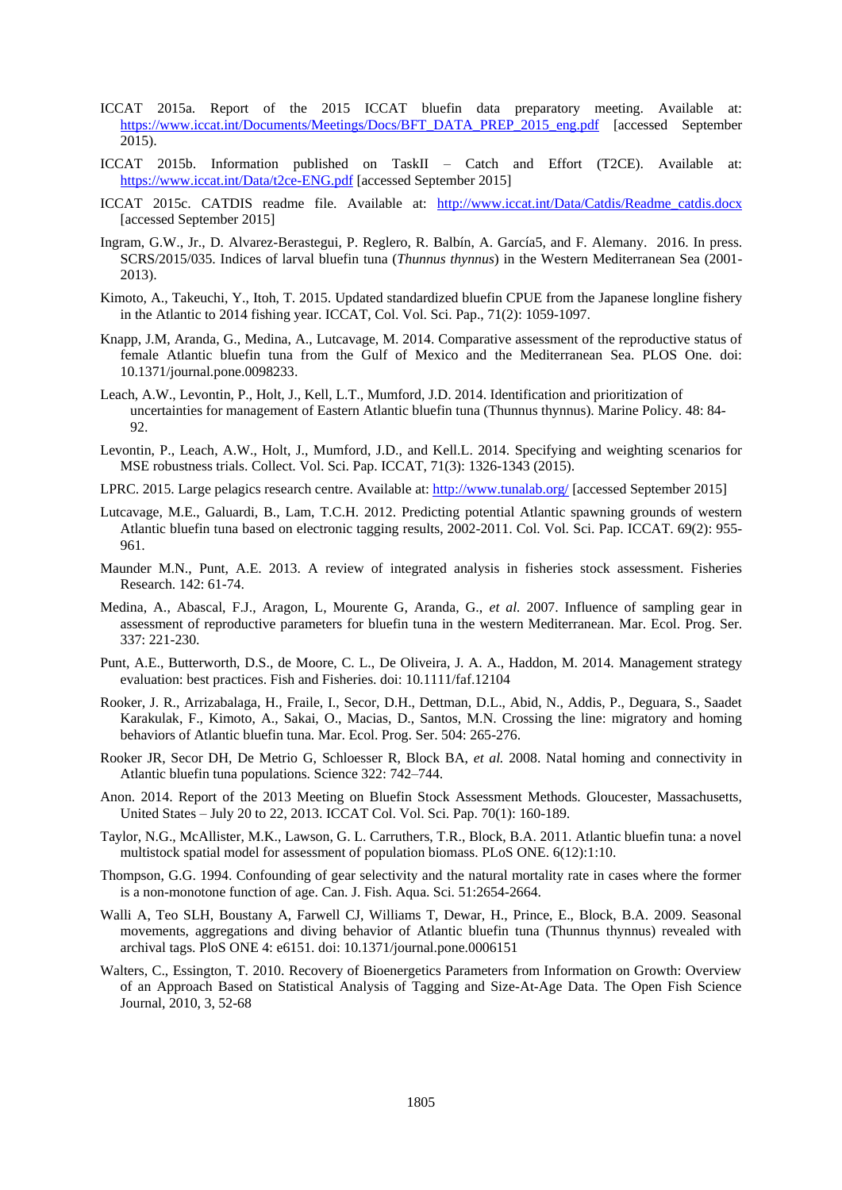ICCAT 2015a. Report of the 2015 ICCAT bluefin data preparatory meeting. Available at: https://www.iccat.int/Documents/Meetings/Docs/BFT_DATA_PREP_2015_eng.pdf [accessed September 2015).

ICCAT 2015b. Information published on TaskII – Catch and Effort (T2CE). Available at: https://www.iccat.int/Data/t2ce-ENG.pdf [accessed September 2015]

ICCAT 2015c. CATDIS readme file. Available at: http://www.iccat.int/Data/Catdis/Readme_catdis.docx [accessed September 2015]

Ingram, G.W., Jr., D. Alvarez-Berastegui, P. Reglero, R. Balbín, A. García5, and F. Alemany. 2016. In press. SCRS/2015/035. Indices of larval bluefin tuna (*Thunnus thynnus*) in the Western Mediterranean Sea (2001-2013).

Kimoto, A., Takeuchi, Y., Itoh, T. 2015. Updated standardized bluefin CPUE from the Japanese longline fishery in the Atlantic to 2014 fishing year. ICCAT, Col. Vol. Sci. Pap., 71(2): 1059-1097.

Knapp, J.M, Aranda, G., Medina, A., Lutcavage, M. 2014. Comparative assessment of the reproductive status of female Atlantic bluefin tuna from the Gulf of Mexico and the Mediterranean Sea. PLOS One. doi: 10.1371/journal.pone.0098233.

Leach, A.W., Levontin, P., Holt, J., Kell, L.T., Mumford, J.D. 2014. Identification and prioritization of uncertainties for management of Eastern Atlantic bluefin tuna (Thunnus thynnus). Marine Policy. 48: 84-92.

Levontin, P., Leach, A.W., Holt, J., Mumford, J.D., and Kell.L. 2014. Specifying and weighting scenarios for MSE robustness trials. Collect. Vol. Sci. Pap. ICCAT, 71(3): 1326-1343 (2015).

LPRC. 2015. Large pelagics research centre. Available at: http://www.tunalab.org/ [accessed September 2015]

Lutcavage, M.E., Galuardi, B., Lam, T.C.H. 2012. Predicting potential Atlantic spawning grounds of western Atlantic bluefin tuna based on electronic tagging results, 2002-2011. Col. Vol. Sci. Pap. ICCAT. 69(2): 955-961.

Maunder M.N., Punt, A.E. 2013. A review of integrated analysis in fisheries stock assessment. Fisheries Research. 142: 61-74.

Medina, A., Abascal, F.J., Aragon, L, Mourente G, Aranda, G., *et al.* 2007. Influence of sampling gear in assessment of reproductive parameters for bluefin tuna in the western Mediterranean. Mar. Ecol. Prog. Ser. 337: 221-230.

Punt, A.E., Butterworth, D.S., de Moore, C. L., De Oliveira, J. A. A., Haddon, M. 2014. Management strategy evaluation: best practices. Fish and Fisheries. doi: 10.1111/faf.12104

Rooker, J. R., Arrizabalaga, H., Fraile, I., Secor, D.H., Dettman, D.L., Abid, N., Addis, P., Deguara, S., Saadet Karakulak, F., Kimoto, A., Sakai, O., Macias, D., Santos, M.N. Crossing the line: migratory and homing behaviors of Atlantic bluefin tuna. Mar. Ecol. Prog. Ser. 504: 265-276.

Rooker JR, Secor DH, De Metrio G, Schloesser R, Block BA, *et al.* 2008. Natal homing and connectivity in Atlantic bluefin tuna populations. Science 322: 742–744.

Anon. 2014. Report of the 2013 Meeting on Bluefin Stock Assessment Methods. Gloucester, Massachusetts, United States – July 20 to 22, 2013. ICCAT Col. Vol. Sci. Pap. 70(1): 160-189.

Taylor, N.G., McAllister, M.K., Lawson, G. L. Carruthers, T.R., Block, B.A. 2011. Atlantic bluefin tuna: a novel multistock spatial model for assessment of population biomass. PLoS ONE. 6(12):1:10.

Thompson, G.G. 1994. Confounding of gear selectivity and the natural mortality rate in cases where the former is a non-monotone function of age. Can. J. Fish. Aqua. Sci. 51:2654-2664.

Walli A, Teo SLH, Boustany A, Farwell CJ, Williams T, Dewar, H., Prince, E., Block, B.A. 2009. Seasonal movements, aggregations and diving behavior of Atlantic bluefin tuna (Thunnus thynnus) revealed with archival tags. PloS ONE 4: e6151. doi: 10.1371/journal.pone.0006151

Walters, C., Essington, T. 2010. Recovery of Bioenergetics Parameters from Information on Growth: Overview of an Approach Based on Statistical Analysis of Tagging and Size-At-Age Data. The Open Fish Science Journal, 2010, 3, 52-68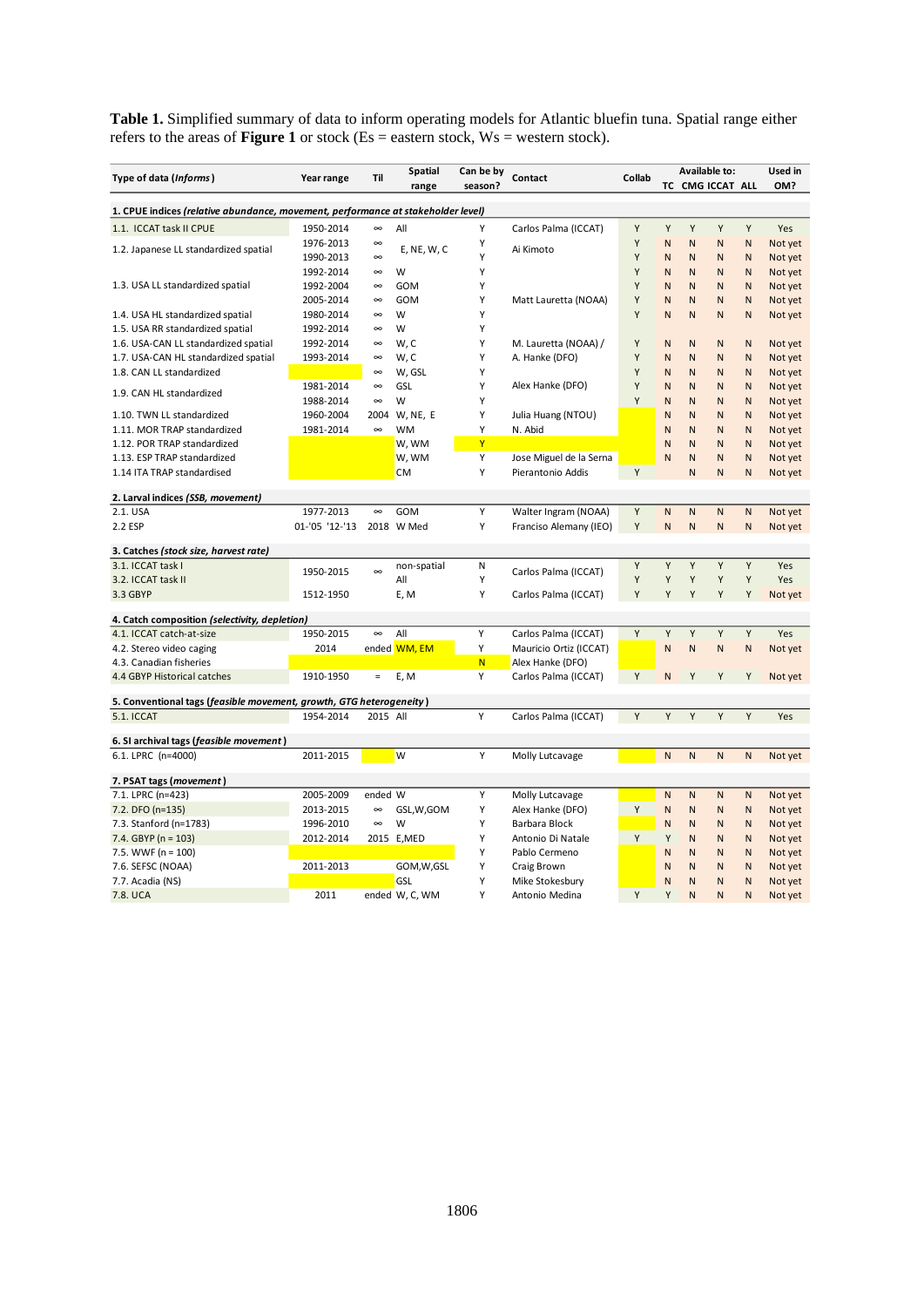**Table 1.** Simplified summary of data to inform operating models for Atlantic bluefin tuna. Spatial range either refers to the areas of **Figure 1** or stock (Es = eastern stock, Ws = western stock).

| Type of data (*Informs*) | Year range | Til | Spatial range | Can be by season? | Contact | Collab | Available to: TC | CMG | ICCAT | ALL | Used in OM? |
|---|---|---|---|---|---|---|---|---|---|---|---|
| **1. CPUE indices** ***(relative abundance, movement, performance at stakeholder level)*** | | | | | | | | | | | |
| 1.1. ICCAT task II CPUE | 1950-2014 | ∞ | All | Y | Carlos Palma (ICCAT) | Y | Y | Y | Y | Y | Yes |
| 1.2. Japanese LL standardized spatial | 1976-2013 | ∞ | E, NE, W, C | Y | Ai Kimoto | Y | N | N | N | N | Not yet |
| | 1990-2013 | ∞ | | Y | | Y | N | N | N | N | Not yet |
| 1.3. USA LL standardized spatial | 1992-2014 | ∞ | W | Y | | Y | N | N | N | N | Not yet |
| | 1992-2004 | ∞ | GOM | Y | | Y | N | N | N | N | Not yet |
| | 2005-2014 | ∞ | GOM | Y | Matt Lauretta (NOAA) | Y | N | N | N | N | Not yet |
| 1.4. USA HL standardized spatial | 1980-2014 | ∞ | W | Y | | Y | N | N | N | N | Not yet |
| 1.5. USA RR standardized spatial | 1992-2014 | ∞ | W | Y | | | | | | | |
| 1.6. USA-CAN LL standardized spatial | 1992-2014 | ∞ | W, C | Y | M. Lauretta (NOAA) / | Y | N | N | N | N | Not yet |
| 1.7. USA-CAN HL standardized spatial | 1993-2014 | ∞ | W, C | Y | A. Hanke (DFO) | Y | N | N | N | N | Not yet |
| 1.8. CAN LL standardized | | ∞ | W, GSL | Y | | Y | N | N | N | N | Not yet |
| 1.9. CAN HL standardized | 1981-2014 | ∞ | GSL | Y | Alex Hanke (DFO) | Y | N | N | N | N | Not yet |
| | 1988-2014 | ∞ | W | Y | | Y | N | N | N | N | Not yet |
| 1.10. TWN LL standardized | 1960-2004 | 2004 | W, NE, E | Y | Julia Huang (NTOU) | | N | N | N | N | Not yet |
| 1.11. MOR TRAP standardized | 1981-2014 | ∞ | WM | Y | N. Abid | | N | N | N | N | Not yet |
| 1.12. POR TRAP standardized | | | W, WM | Y | | | N | N | N | N | Not yet |
| 1.13. ESP TRAP standardized | | | W, WM | Y | Jose Miguel de la Serna | | N | N | N | N | Not yet |
| 1.14 ITA TRAP standardised | | | CM | Y | Pierantonio Addis | Y | | N | N | N | Not yet |
| **2. Larval indices** ***(SSB, movement)*** | | | | | | | | | | | |
| 2.1. USA | 1977-2013 | ∞ | GOM | Y | Walter Ingram (NOAA) | Y | N | N | N | N | Not yet |
| 2.2 ESP | 01-'05 '12-'13 | 2018 | W Med | Y | Franciso Alemany (IEO) | Y | N | N | N | N | Not yet |
| **3. Catches** ***(stock size, harvest rate)*** | | | | | | | | | | | |
| 3.1. ICCAT task I | 1950-2015 | ∞ | non-spatial | N | Carlos Palma (ICCAT) | Y | Y | Y | Y | Y | Yes |
| 3.2. ICCAT task II | | | All | Y | | Y | Y | Y | Y | Y | Yes |
| 3.3 GBYP | 1512-1950 | | E, M | Y | Carlos Palma (ICCAT) | Y | Y | Y | Y | Y | Not yet |
| **4. Catch composition** ***(selectivity, depletion)*** | | | | | | | | | | | |
| 4.1. ICCAT catch-at-size | 1950-2015 | ∞ | All | Y | Carlos Palma (ICCAT) | Y | Y | Y | Y | Y | Yes |
| 4.2. Stereo video caging | 2014 | ended | WM, EM | Y | Mauricio Ortiz (ICCAT) | | N | N | N | N | Not yet |
| 4.3. Canadian fisheries | | | | N | Alex Hanke (DFO) | | | | | | |
| 4.4 GBYP Historical catches | 1910-1950 | = | E, M | Y | Carlos Palma (ICCAT) | Y | N | Y | Y | Y | Not yet |
| **5. Conventional tags** ***(feasible movement, growth, GTG heterogeneity)*** | | | | | | | | | | | |
| 5.1. ICCAT | 1954-2014 | 2015 | All | Y | Carlos Palma (ICCAT) | Y | Y | Y | Y | Y | Yes |
| **6. SI archival tags** ***(feasible movement)*** | | | | | | | | | | | |
| 6.1. LPRC (n=4000) | 2011-2015 | | W | Y | Molly Lutcavage | | N | N | N | N | Not yet |
| **7. PSAT tags** ***(movement)*** | | | | | | | | | | | |
| 7.1. LPRC (n=423) | 2005-2009 | ended | W | Y | Molly Lutcavage | | N | N | N | N | Not yet |
| 7.2. DFO (n=135) | 2013-2015 | ∞ | GSL,W,GOM | Y | Alex Hanke (DFO) | Y | N | N | N | N | Not yet |
| 7.3. Stanford (n=1783) | 1996-2010 | ∞ | W | Y | Barbara Block | | N | N | N | N | Not yet |
| 7.4. GBYP (n = 103) | 2012-2014 | 2015 | E,MED | Y | Antonio Di Natale | Y | Y | N | N | N | Not yet |
| 7.5. WWF (n = 100) | | | | Y | Pablo Cermeno | | N | N | N | N | Not yet |
| 7.6. SEFSC (NOAA) | 2011-2013 | | GOM,W,GSL | Y | Craig Brown | | N | N | N | N | Not yet |
| 7.7. Acadia (NS) | | | GSL | Y | Mike Stokesbury | | N | N | N | N | Not yet |
| 7.8. UCA | 2011 | ended | W, C, WM | Y | Antonio Medina | Y | Y | N | N | N | Not yet |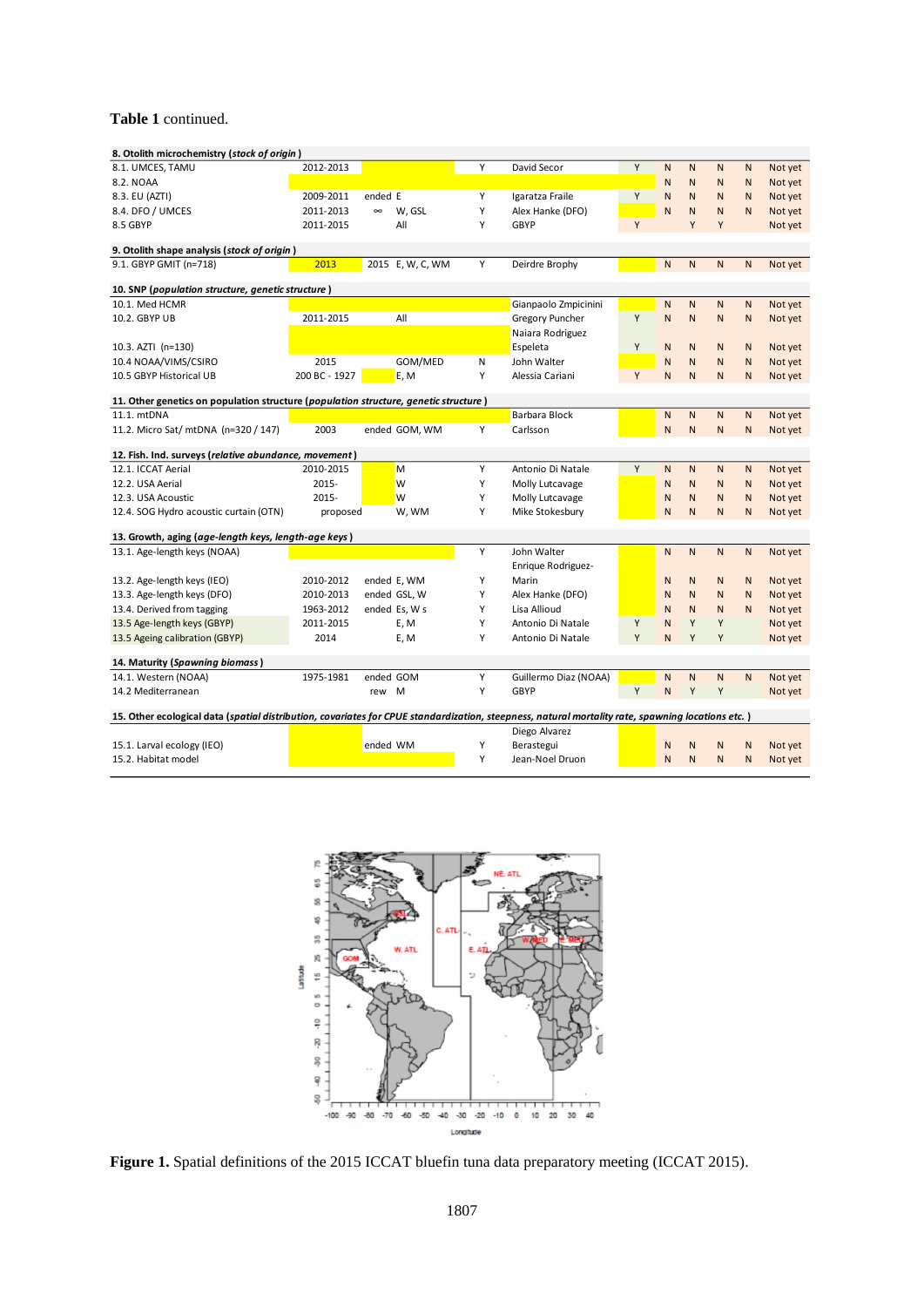**Table 1** continued.

| | | | | | | | | | | | |
|---|---|---|---|---|---|---|---|---|---|---|---|
| **8. Otolith microchemistry (*stock of origin*)** | | | | | | | | | | | |
| 8.1. UMCES, TAMU | 2012-2013 | | | Y | David Secor | Y | N | N | N | N | Not yet |
| 8.2. NOAA | | | | | | | N | N | N | N | Not yet |
| 8.3. EU (AZTI) | 2009-2011 | ended | E | Y | Igaratza Fraile | Y | N | N | N | N | Not yet |
| 8.4. DFO / UMCES | 2011-2013 | ∞ | W, GSL | Y | Alex Hanke (DFO) | | N | N | N | N | Not yet |
| 8.5 GBYP | 2011-2015 | | All | Y | GBYP | Y | | Y | Y | | Not yet |
| **9. Otolith shape analysis (*stock of origin*)** | | | | | | | | | | | |
| 9.1. GBYP GMIT (n=718) | 2013 | 2015 | E, W, C, WM | Y | Deirdre Brophy | | N | N | N | N | Not yet |
| **10. SNP (*population structure, genetic structure*)** | | | | | | | | | | | |
| 10.1. Med HCMR | | | | | Gianpaolo Zmpicinini | | N | N | N | N | Not yet |
| 10.2. GBYP UB | 2011-2015 | | All | | Gregory Puncher | Y | N | N | N | N | Not yet |
| 10.3. AZTI (n=130) | | | | | Naiara Rodriguez Espeleta | Y | N | N | N | N | Not yet |
| 10.4 NOAA/VIMS/CSIRO | 2015 | | GOM/MED | N | John Walter | | N | N | N | N | Not yet |
| 10.5 GBYP Historical UB | 200 BC - 1927 | | E, M | Y | Alessia Cariani | Y | N | N | N | N | Not yet |
| **11. Other genetics on population structure (*population structure, genetic structure*)** | | | | | | | | | | | |
| 11.1. mtDNA | | | | | Barbara Block | | N | N | N | N | Not yet |
| 11.2. Micro Sat/ mtDNA (n=320 / 147) | 2003 | ended | GOM, WM | Y | Carlsson | | N | N | N | N | Not yet |
| **12. Fish. Ind. surveys (*relative abundance, movement*)** | | | | | | | | | | | |
| 12.1. ICCAT Aerial | 2010-2015 | | M | Y | Antonio Di Natale | Y | N | N | N | N | Not yet |
| 12.2. USA Aerial | 2015- | | W | Y | Molly Lutcavage | | N | N | N | N | Not yet |
| 12.3. USA Acoustic | 2015- | | W | Y | Molly Lutcavage | | N | N | N | N | Not yet |
| 12.4. SOG Hydro acoustic curtain (OTN) | proposed | | W, WM | Y | Mike Stokesbury | | N | N | N | N | Not yet |
| **13. Growth, aging (*age-length keys, length-age keys*)** | | | | | | | | | | | |
| 13.1. Age-length keys (NOAA) | | | | Y | John Walter | | N | N | N | N | Not yet |
| 13.2. Age-length keys (IEO) | 2010-2012 | ended | E, WM | Y | Enrique Rodriguez-Marin | | N | N | N | N | Not yet |
| 13.3. Age-length keys (DFO) | 2010-2013 | ended | GSL, W | Y | Alex Hanke (DFO) | | N | N | N | N | Not yet |
| 13.4. Derived from tagging | 1963-2012 | ended | Es, W s | Y | Lisa Allioud | | N | N | N | N | Not yet |
| 13.5 Age-length keys (GBYP) | 2011-2015 | | E, M | Y | Antonio Di Natale | Y | N | Y | Y | | Not yet |
| 13.5 Ageing calibration (GBYP) | 2014 | | E, M | Y | Antonio Di Natale | Y | N | Y | Y | | Not yet |
| **14. Maturity (*Spawning biomass*)** | | | | | | | | | | | |
| 14.1. Western (NOAA) | 1975-1981 | ended | GOM | Y | Guillermo Diaz (NOAA) | | N | N | N | N | Not yet |
| 14.2 Mediterranean | | rew | M | Y | GBYP | Y | N | Y | Y | | Not yet |
| **15. Other ecological data (*spatial distribution, covariates for CPUE standardization, steepness, natural mortality rate, spawning locations etc.*)** | | | | | | | | | | | |
| 15.1. Larval ecology (IEO) | | ended | WM | Y | Diego Alvarez Berastegui | | N | N | N | N | Not yet |
| 15.2. Habitat model | | | | Y | Jean-Noel Druon | | N | N | N | N | Not yet |

NE. ATL
GSL
C. ATL
W. ATL
E. ATL
GOM
W. MED
E. MED
Latitude
Longitude

**Figure 1.** Spatial definitions of the 2015 ICCAT bluefin tuna data preparatory meeting (ICCAT 2015).